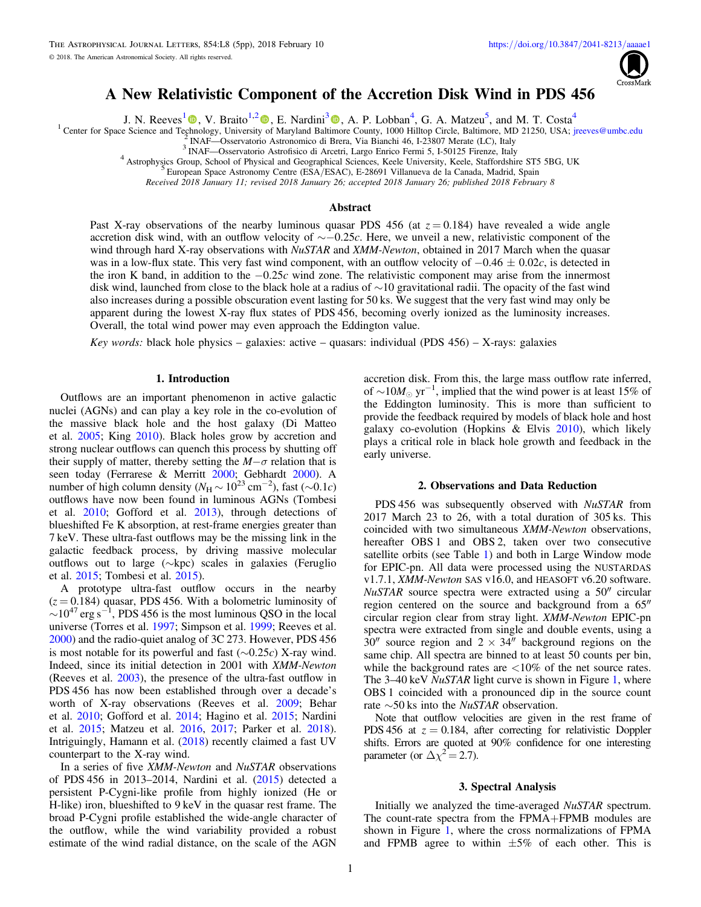# A New Relativistic Component of the Accretion Disk Wind in PDS 456

J. N. Reeves[1], V. Braito[1,2], E. Nardini[3], A. P. Lobban[4], G. A. Matzeu[5], and M. T. Costa[4]

[1] Center for Space Science and Technology, University of Maryland Baltimore County, 1000 Hilltop Circle, Baltimore, MD 21250, USA; jreeves@umbc.edu
[2] INAF—Osservatorio Astronomico di Brera, Via Bianchi 46, I-23807 Merate (LC), Italy
[3] INAF—Osservatorio Astrofisico di Arcetri, Largo Enrico Fermi 5, I-50125 Firenze, Italy
[4] Astrophysics Group, School of Physical and Geographical Sciences, Keele University, Keele, Staffordshire ST5 5BG, UK
[5] European Space Astronomy Centre (ESA/ESAC), E-28691 Villanueva de la Canada, Madrid, Spain

*Received 2018 January 11; revised 2018 January 26; accepted 2018 January 26; published 2018 February 8*

## Abstract

Past X-ray observations of the nearby luminous quasar PDS 456 (at $z = 0.184$) have revealed a wide angle accretion disk wind, with an outflow velocity of $\sim -0.25c$. Here, we unveil a new, relativistic component of the wind through hard X-ray observations with *NuSTAR* and *XMM-Newton*, obtained in 2017 March when the quasar was in a low-flux state. This very fast wind component, with an outflow velocity of $-0.46 \pm 0.02c$, is detected in the iron K band, in addition to the $-0.25c$ wind zone. The relativistic component may arise from the innermost disk wind, launched from close to the black hole at a radius of $\sim$10 gravitational radii. The opacity of the fast wind also increases during a possible obscuration event lasting for 50 ks. We suggest that the very fast wind may only be apparent during the lowest X-ray flux states of PDS 456, becoming overly ionized as the luminosity increases. Overall, the total wind power may even approach the Eddington value.

*Key words:* black hole physics – galaxies: active – quasars: individual (PDS 456) – X-rays: galaxies

## 1. Introduction

Outflows are an important phenomenon in active galactic nuclei (AGNs) and can play a key role in the co-evolution of the massive black hole and the host galaxy (Di Matteo et al. 2005; King 2010). Black holes grow by accretion and strong nuclear outflows can quench this process by shutting off their supply of matter, thereby setting the $M-\sigma$ relation that is seen today (Ferrarese & Merritt 2000; Gebhardt 2000). A number of high column density ($N_{\rm H} \sim 10^{23}\,{\rm cm}^{-2}$), fast ($\sim 0.1c$) outflows have now been found in luminous AGNs (Tombesi et al. 2010; Gofford et al. 2013), through detections of blueshifted Fe K absorption, at rest-frame energies greater than 7 keV. These ultra-fast outflows may be the missing link in the galactic feedback process, by driving massive molecular outflows out to large ($\sim$kpc) scales in galaxies (Feruglio et al. 2015; Tombesi et al. 2015).

A prototype ultra-fast outflow occurs in the nearby ($z = 0.184$) quasar, PDS 456. With a bolometric luminosity of $\sim 10^{47}\,{\rm erg\,s}^{-1}$, PDS 456 is the most luminous QSO in the local universe (Torres et al. 1997; Simpson et al. 1999; Reeves et al. 2000) and the radio-quiet analog of 3C 273. However, PDS 456 is most notable for its powerful and fast ($\sim 0.25c$) X-ray wind. Indeed, since its initial detection in 2001 with *XMM-Newton* (Reeves et al. 2003), the presence of the ultra-fast outflow in PDS 456 has now been established through over a decade's worth of X-ray observations (Reeves et al. 2009; Behar et al. 2010; Gofford et al. 2014; Hagino et al. 2015; Nardini et al. 2015; Matzeu et al. 2016, 2017; Parker et al. 2018). Intriguingly, Hamann et al. (2018) recently claimed a fast UV counterpart to the X-ray wind.

In a series of five *XMM-Newton* and *NuSTAR* observations of PDS 456 in 2013–2014, Nardini et al. (2015) detected a persistent P-Cygni-like profile from highly ionized (He or H-like) iron, blueshifted to 9 keV in the quasar rest frame. The broad P-Cygni profile established the wide-angle character of the outflow, while the wind variability provided a robust estimate of the wind radial distance, on the scale of the AGN accretion disk. From this, the large mass outflow rate inferred, of $\sim 10 M_{\odot}\,{\rm yr}^{-1}$, implied that the wind power is at least 15% of the Eddington luminosity. This is more than sufficient to provide the feedback required by models of black hole and host galaxy co-evolution (Hopkins & Elvis 2010), which likely plays a critical role in black hole growth and feedback in the early universe.

## 2. Observations and Data Reduction

PDS 456 was subsequently observed with *NuSTAR* from 2017 March 23 to 26, with a total duration of 305 ks. This coincided with two simultaneous *XMM-Newton* observations, hereafter OBS 1 and OBS 2, taken over two consecutive satellite orbits (see Table 1) and both in Large Window mode for EPIC-pn. All data were processed using the NUSTARDAS v1.7.1, *XMM-Newton* SAS v16.0, and HEASOFT v6.20 software. *NuSTAR* source spectra were extracted using a 50″ circular region centered on the source and background from a 65″ circular region clear from stray light. *XMM-Newton* EPIC-pn spectra were extracted from single and double events, using a 30″ source region and 2 × 34″ background regions on the same chip. All spectra are binned to at least 50 counts per bin, while the background rates are <10% of the net source rates. The 3–40 keV *NuSTAR* light curve is shown in Figure 1, where OBS 1 coincided with a pronounced dip in the source count rate $\sim$50 ks into the *NuSTAR* observation.

Note that outflow velocities are given in the rest frame of PDS 456 at $z = 0.184$, after correcting for relativistic Doppler shifts. Errors are quoted at 90% confidence for one interesting parameter (or $\Delta\chi^2 = 2.7$).

## 3. Spectral Analysis

Initially we analyzed the time-averaged *NuSTAR* spectrum. The count-rate spectra from the FPMA+FPMB modules are shown in Figure 1, where the cross normalizations of FPMA and FPMB agree to within ±5% of each other. This is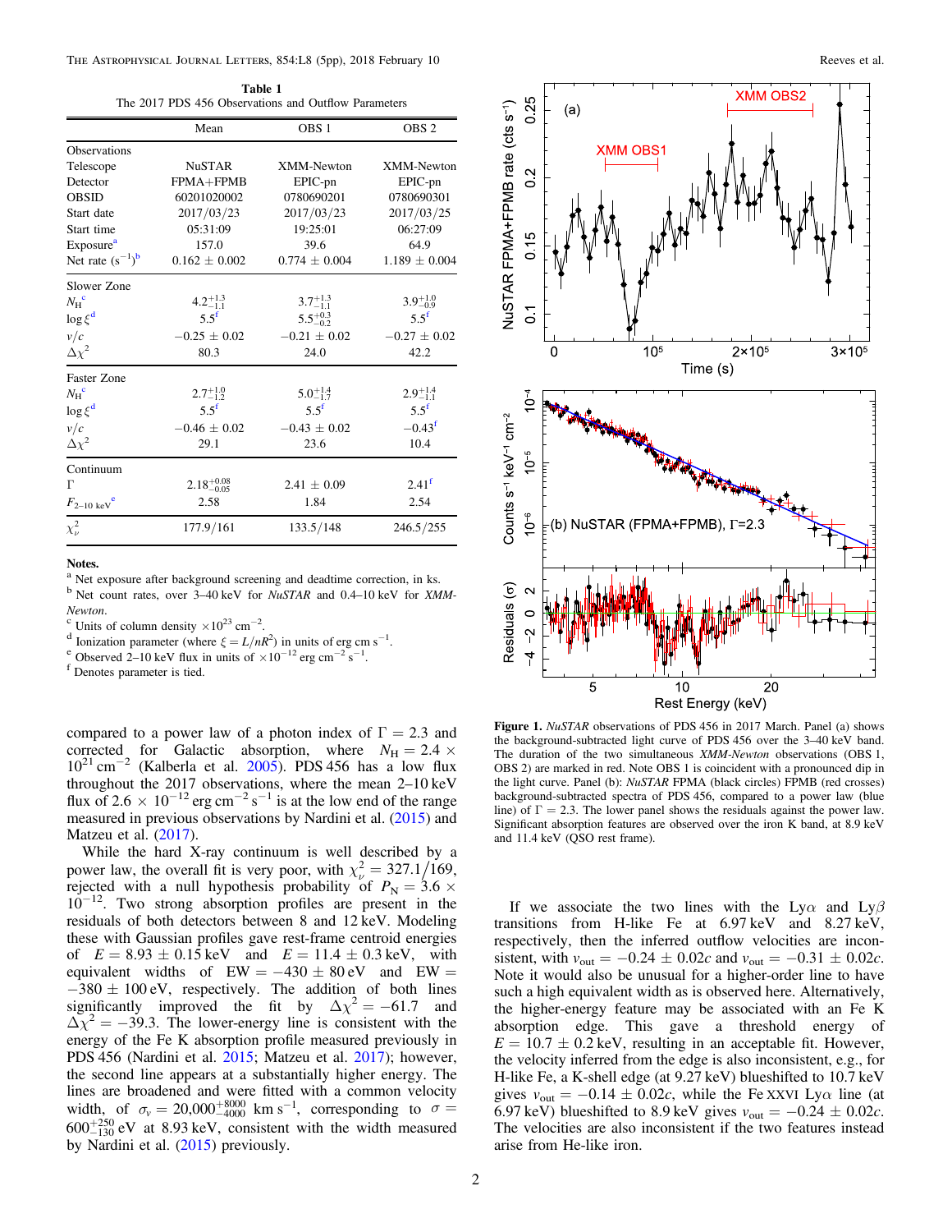**Table 1**
The 2017 PDS 456 Observations and Outflow Parameters

| | Mean | OBS 1 | OBS 2 |
|---|---|---|---|
| Observations | | | |
| Telescope | NuSTAR | XMM-Newton | XMM-Newton |
| Detector | FPMA+FPMB | EPIC-pn | EPIC-pn |
| OBSID | 60201020002 | 0780690201 | 0780690301 |
| Start date | 2017/03/23 | 2017/03/23 | 2017/03/25 |
| Start time | 05:31:09 | 19:25:01 | 06:27:09 |
| Exposure[a] | 157.0 | 39.6 | 64.9 |
| Net rate ($s^{-1}$)[b] | $0.162 \pm 0.002$ | $0.774 \pm 0.004$ | $1.189 \pm 0.004$ |
| Slower Zone | | | |
| $N_H$[c] | $4.2^{+1.3}_{-1.1}$ | $3.7^{+1.3}_{-1.1}$ | $3.9^{+1.0}_{-0.9}$ |
| $\log \xi$[d] | $5.5$[f] | $5.5^{+0.3}_{-0.2}$ | $5.5$[f] |
| $v/c$ | $-0.25 \pm 0.02$ | $-0.21 \pm 0.02$ | $-0.27 \pm 0.02$ |
| $\Delta\chi^2$ | 80.3 | 24.0 | 42.2 |
| Faster Zone | | | |
| $N_H$[c] | $2.7^{+1.0}_{-1.2}$ | $5.0^{+1.4}_{-1.7}$ | $2.9^{+1.4}_{-1.1}$ |
| $\log \xi$[d] | $5.5$[f] | $5.5$[f] | $5.5$[f] |
| $v/c$ | $-0.46 \pm 0.02$ | $-0.43 \pm 0.02$ | $-0.43$[f] |
| $\Delta\chi^2$ | 29.1 | 23.6 | 10.4 |
| Continuum | | | |
| $\Gamma$ | $2.18^{+0.08}_{-0.05}$ | $2.41 \pm 0.09$ | $2.41$[f] |
| $F_{2-10\,\mathrm{keV}}$[e] | 2.58 | 1.84 | 2.54 |
| $\chi^2_\nu$ | 177.9/161 | 133.5/148 | 246.5/255 |

**Notes.**
[a] Net exposure after background screening and deadtime correction, in ks.
[b] Net count rates, over 3–40 keV for *NuSTAR* and 0.4–10 keV for *XMM-Newton*.
[c] Units of column density $\times 10^{23}$ cm$^{-2}$.
[d] Ionization parameter (where $\xi = L/nR^2$) in units of erg cm s$^{-1}$.
[e] Observed 2–10 keV flux in units of $\times 10^{-12}$ erg cm$^{-2}$ s$^{-1}$.
[f] Denotes parameter is tied.

**Figure 1.** *NuSTAR* observations of PDS 456 in 2017 March. Panel (a) shows the background-subtracted light curve of PDS 456 over the 3–40 keV band. The duration of the two simultaneous *XMM-Newton* observations (OBS 1, OBS 2) are marked in red. Note OBS 1 is coincident with a pronounced dip in the light curve. Panel (b): *NuSTAR* FPMA (black circles) FPMB (red crosses) background-subtracted spectra of PDS 456, compared to a power law (blue line) of $\Gamma = 2.3$. The lower panel shows the residuals against the power law. Significant absorption features are observed over the iron K band, at 8.9 keV and 11.4 keV (QSO rest frame).

compared to a power law of a photon index of $\Gamma = 2.3$ and corrected for Galactic absorption, where $N_H = 2.4 \times 10^{21}$ cm$^{-2}$ (Kalberla et al. 2005). PDS 456 has a low flux throughout the 2017 observations, where the mean 2–10 keV flux of $2.6 \times 10^{-12}$ erg cm$^{-2}$ s$^{-1}$ is at the low end of the range measured in previous observations by Nardini et al. (2015) and Matzeu et al. (2017).

While the hard X-ray continuum is well described by a power law, the overall fit is very poor, with $\chi^2_\nu = 327.1/169$, rejected with a null hypothesis probability of $P_N = 3.6 \times 10^{-12}$. Two strong absorption profiles are present in the residuals of both detectors between 8 and 12 keV. Modeling these with Gaussian profiles gave rest-frame centroid energies of $E = 8.93 \pm 0.15$ keV and $E = 11.4 \pm 0.3$ keV, with equivalent widths of $\mathrm{EW} = -430 \pm 80$ eV and $\mathrm{EW} = -380 \pm 100$ eV, respectively. The addition of both lines significantly improved the fit by $\Delta\chi^2 = -61.7$ and $\Delta\chi^2 = -39.3$. The lower-energy line is consistent with the energy of the Fe K absorption profile measured previously in PDS 456 (Nardini et al. 2015; Matzeu et al. 2017); however, the second line appears at a substantially higher energy. The lines are broadened and were fitted with a common velocity width, of $\sigma_v = 20{,}000^{+8000}_{-4000}$ km s$^{-1}$, corresponding to $\sigma = 600^{+250}_{-130}$ eV at 8.93 keV, consistent with the width measured by Nardini et al. (2015) previously.

If we associate the two lines with the Ly$\alpha$ and Ly$\beta$ transitions from H-like Fe at 6.97 keV and 8.27 keV, respectively, then the inferred outflow velocities are inconsistent, with $v_{\mathrm{out}} = -0.24 \pm 0.02c$ and $v_{\mathrm{out}} = -0.31 \pm 0.02c$. Note it would also be unusual for a higher-order line to have such a high equivalent width as is observed here. Alternatively, the higher-energy feature may be associated with an Fe K absorption edge. This gave a threshold energy of $E = 10.7 \pm 0.2$ keV, resulting in an acceptable fit. However, the velocity inferred from the edge is also inconsistent, e.g., for H-like Fe, a K-shell edge (at 9.27 keV) blueshifted to 10.7 keV gives $v_{\mathrm{out}} = -0.14 \pm 0.02c$, while the Fe XXVI Ly$\alpha$ line (at 6.97 keV) blueshifted to 8.9 keV gives $v_{\mathrm{out}} = -0.24 \pm 0.02c$. The velocities are also inconsistent if the two features instead arise from He-like iron.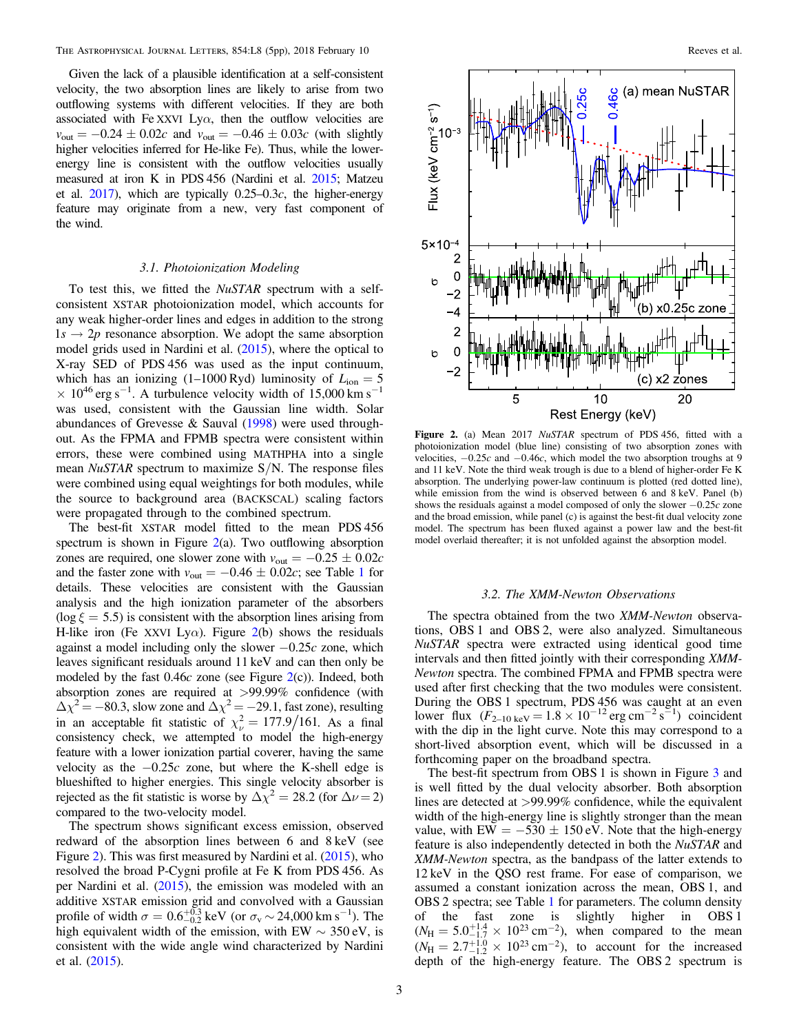Given the lack of a plausible identification at a self-consistent velocity, the two absorption lines are likely to arise from two outflowing systems with different velocities. If they are both associated with Fe XXVI Ly$\alpha$, then the outflow velocities are $v_{\rm out} = -0.24 \pm 0.02c$ and $v_{\rm out} = -0.46 \pm 0.03c$ (with slightly higher velocities inferred for He-like Fe). Thus, while the lower-energy line is consistent with the outflow velocities usually measured at iron K in PDS 456 (Nardini et al. 2015; Matzeu et al. 2017), which are typically 0.25–0.3$c$, the higher-energy feature may originate from a new, very fast component of the wind.

### 3.1. Photoionization Modeling

To test this, we fitted the *NuSTAR* spectrum with a self-consistent XSTAR photoionization model, which accounts for any weak higher-order lines and edges in addition to the strong $1s \rightarrow 2p$ resonance absorption. We adopt the same absorption model grids used in Nardini et al. (2015), where the optical to X-ray SED of PDS 456 was used as the input continuum, which has an ionizing (1–1000 Ryd) luminosity of $L_{\rm ion} = 5 \times 10^{46}\,{\rm erg\,s^{-1}}$. A turbulence velocity width of $15{,}000\,{\rm km\,s^{-1}}$ was used, consistent with the Gaussian line width. Solar abundances of Grevesse & Sauval (1998) were used throughout. As the FPMA and FPMB spectra were consistent within errors, these were combined using MATHPHA into a single mean *NuSTAR* spectrum to maximize S/N. The response files were combined using equal weightings for both modules, while the source to background area (BACKSCAL) scaling factors were propagated through to the combined spectrum.

The best-fit XSTAR model fitted to the mean PDS 456 spectrum is shown in Figure 2(a). Two outflowing absorption zones are required, one slower zone with $v_{\rm out} = -0.25 \pm 0.02c$ and the faster zone with $v_{\rm out} = -0.46 \pm 0.02c$; see Table 1 for details. These velocities are consistent with the Gaussian analysis and the high ionization parameter of the absorbers ($\log \xi = 5.5$) is consistent with the absorption lines arising from H-like iron (Fe XXVI Ly$\alpha$). Figure 2(b) shows the residuals against a model including only the slower $-0.25c$ zone, which leaves significant residuals around 11 keV and can then only be modeled by the fast 0.46$c$ zone (see Figure 2(c)). Indeed, both absorption zones are required at >99.99% confidence (with $\Delta\chi^2 = -80.3$, slow zone and $\Delta\chi^2 = -29.1$, fast zone), resulting in an acceptable fit statistic of $\chi^2_\nu = 177.9/161$. As a final consistency check, we attempted to model the high-energy feature with a lower ionization partial coverer, having the same velocity as the $-0.25c$ zone, but where the K-shell edge is blueshifted to higher energies. This single velocity absorber is rejected as the fit statistic is worse by $\Delta\chi^2 = 28.2$ (for $\Delta\nu = 2$) compared to the two-velocity model.

The spectrum shows significant excess emission, observed redward of the absorption lines between 6 and 8 keV (see Figure 2). This was first measured by Nardini et al. (2015), who resolved the broad P-Cygni profile at Fe K from PDS 456. As per Nardini et al. (2015), the emission was modeled with an additive XSTAR emission grid and convolved with a Gaussian profile of width $\sigma = 0.6^{+0.3}_{-0.2}$ keV (or $\sigma_v \sim 24{,}000\,{\rm km\,s^{-1}}$). The high equivalent width of the emission, with EW $\sim$ 350 eV, is consistent with the wide angle wind characterized by Nardini et al. (2015).

**Figure 2.** (a) Mean 2017 *NuSTAR* spectrum of PDS 456, fitted with a photoionization model (blue line) consisting of two absorption zones with velocities, $-0.25c$ and $-0.46c$, which model the two absorption troughs at 9 and 11 keV. Note the third weak trough is due to a blend of higher-order Fe K absorption. The underlying power-law continuum is plotted (red dotted line), while emission from the wind is observed between 6 and 8 keV. Panel (b) shows the residuals against a model composed of only the slower $-0.25c$ zone and the broad emission, while panel (c) is against the best-fit dual velocity zone model. The spectrum has been fluxed against a power law and the best-fit model overlaid thereafter; it is not unfolded against the absorption model.

### 3.2. The XMM-Newton Observations

The spectra obtained from the two *XMM-Newton* observations, OBS 1 and OBS 2, were also analyzed. Simultaneous *NuSTAR* spectra were extracted using identical good time intervals and then fitted jointly with their corresponding *XMM-Newton* spectra. The combined FPMA and FPMB spectra were used after first checking that the two modules were consistent. During the OBS 1 spectrum, PDS 456 was caught at an even lower flux ($F_{2-10\,{\rm keV}} = 1.8 \times 10^{-12}\,{\rm erg\,cm^{-2}\,s^{-1}}$) coincident with the dip in the light curve. Note this may correspond to a short-lived absorption event, which will be discussed in a forthcoming paper on the broadband spectra.

The best-fit spectrum from OBS 1 is shown in Figure 3 and is well fitted by the dual velocity absorber. Both absorption lines are detected at >99.99% confidence, while the equivalent width of the high-energy line is slightly stronger than the mean value, with EW $= -530 \pm 150$ eV. Note that the high-energy feature is also independently detected in both the *NuSTAR* and *XMM-Newton* spectra, as the bandpass of the latter extends to 12 keV in the QSO rest frame. For ease of comparison, we assumed a constant ionization across the mean, OBS 1, and OBS 2 spectra; see Table 1 for parameters. The column density of the fast zone is slightly higher in OBS 1 ($N_{\rm H} = 5.0^{+1.4}_{-1.7} \times 10^{23}\,{\rm cm^{-2}}$), when compared to the mean ($N_{\rm H} = 2.7^{+1.0}_{-1.2} \times 10^{23}\,{\rm cm^{-2}}$), to account for the increased depth of the high-energy feature. The OBS 2 spectrum is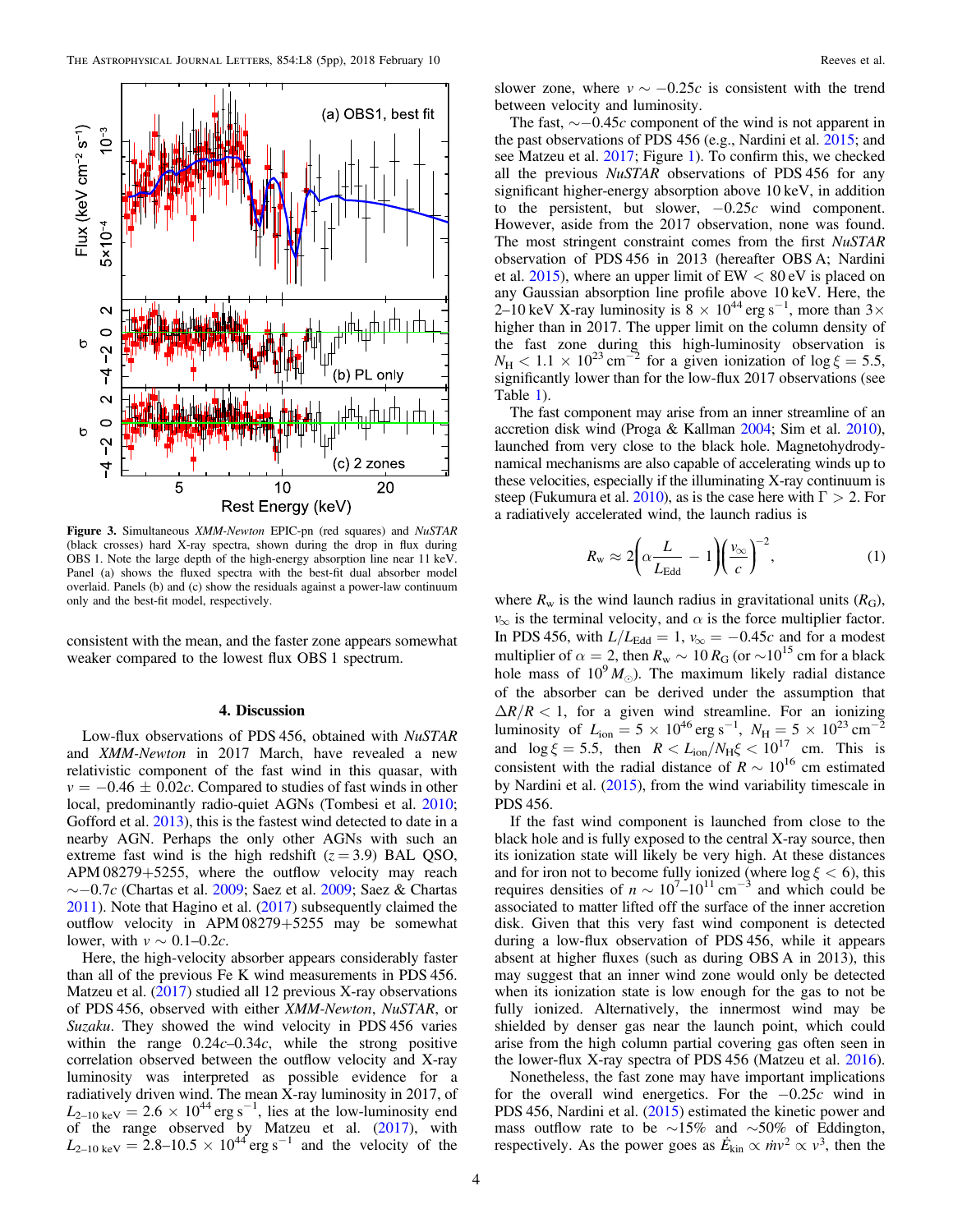**Figure 3.** Simultaneous *XMM-Newton* EPIC-pn (red squares) and *NuSTAR* (black crosses) hard X-ray spectra, shown during the drop in flux during OBS 1. Note the large depth of the high-energy absorption line near 11 keV. Panel (a) shows the fluxed spectra with the best-fit dual absorber model overlaid. Panels (b) and (c) show the residuals against a power-law continuum only and the best-fit model, respectively.

consistent with the mean, and the faster zone appears somewhat weaker compared to the lowest flux OBS 1 spectrum.

## 4. Discussion

Low-flux observations of PDS 456, obtained with *NuSTAR* and *XMM-Newton* in 2017 March, have revealed a new relativistic component of the fast wind in this quasar, with $v = -0.46 \pm 0.02c$. Compared to studies of fast winds in other local, predominantly radio-quiet AGNs (Tombesi et al. 2010; Gofford et al. 2013), this is the fastest wind detected to date in a nearby AGN. Perhaps the only other AGNs with such an extreme fast wind is the high redshift ($z = 3.9$) BAL QSO, APM 08279+5255, where the outflow velocity may reach $\sim -0.7c$ (Chartas et al. 2009; Saez et al. 2009; Saez & Chartas 2011). Note that Hagino et al. (2017) subsequently claimed the outflow velocity in APM 08279+5255 may be somewhat lower, with $v \sim 0.1$–$0.2c$.

Here, the high-velocity absorber appears considerably faster than all of the previous Fe K wind measurements in PDS 456. Matzeu et al. (2017) studied all 12 previous X-ray observations of PDS 456, observed with either *XMM-Newton*, *NuSTAR*, or *Suzaku*. They showed the wind velocity in PDS 456 varies within the range $0.24c$–$0.34c$, while the strong positive correlation observed between the outflow velocity and X-ray luminosity was interpreted as possible evidence for a radiatively driven wind. The mean X-ray luminosity in 2017, of $L_{2\text{–}10\,\text{keV}} = 2.6 \times 10^{44}\,\text{erg s}^{-1}$, lies at the low-luminosity end of the range of Matzeu et al. (2017), with $L_{2\text{–}10\,\text{keV}} = 2.8$–$10.5 \times 10^{44}\,\text{erg s}^{-1}$ and the velocity of the slower zone, where $v \sim -0.25c$ is consistent with the trend between velocity and luminosity.

The fast, $\sim -0.45c$ component of the wind is not apparent in the past observations of PDS 456 (e.g., Nardini et al. 2015; and see Matzeu et al. 2017; Figure 1). To confirm this, we checked all the previous *NuSTAR* observations of PDS 456 for any significant higher-energy absorption above 10 keV, in addition to the persistent, but slower, $-0.25c$ wind component. However, aside from the 2017 observation, none was found. The most stringent constraint comes from the first *NuSTAR* observation of PDS 456 in 2013 (hereafter OBS A; Nardini et al. 2015), where an upper limit of EW < 80 eV is placed on any Gaussian absorption line profile above 10 keV. Here, the 2–10 keV X-ray luminosity is $8 \times 10^{44}\,\text{erg s}^{-1}$, more than $3\times$ higher than in 2017. The upper limit on the column density of the fast zone during this high-luminosity observation is $N_{\rm H} < 1.1 \times 10^{23}\,\text{cm}^{-2}$ for a given ionization of $\log \xi = 5.5$, significantly lower than for the low-flux 2017 observations (see Table 1).

The fast component may arise from an inner streamline of an accretion disk wind (Proga & Kallman 2004; Sim et al. 2010), launched from very close to the black hole. Magnetohydrodynamical mechanisms are also capable of accelerating winds up to these velocities, especially if the illuminating X-ray continuum is steep (Fukumura et al. 2010), as is the case here with $\Gamma > 2$. For a radiatively accelerated wind, the launch radius is

$$R_{\rm w} \approx 2\left(\alpha \frac{L}{L_{\rm Edd}} - 1\right)\left(\frac{v_\infty}{c}\right)^{-2}, \tag{1}$$

where $R_{\rm w}$ is the wind launch radius in gravitational units ($R_{\rm G}$), $v_\infty$ is the terminal velocity, and $\alpha$ is the force multiplier factor. In PDS 456, with $L/L_{\rm Edd} = 1$, $v_\infty = -0.45c$ and for a modest multiplier of $\alpha = 2$, then $R_{\rm w} \sim 10\,R_{\rm G}$ (or $\sim 10^{15}$ cm for a black hole mass of $10^9\,M_\odot$). The maximum likely radial distance of the absorber can be derived under the assumption that $\Delta R/R < 1$, for a given wind streamline. For an ionizing luminosity of $L_{\rm ion} = 5 \times 10^{46}\,\text{erg s}^{-1}$, $N_{\rm H} = 5 \times 10^{23}\,\text{cm}^{-2}$ and $\log \xi = 5.5$, then $R < L_{\rm ion}/N_{\rm H}\xi < 10^{17}$ cm. This is consistent with the radial distance of $R \sim 10^{16}$ cm estimated by Nardini et al. (2015), from the wind variability timescale in PDS 456.

If the fast wind component is launched from close to the black hole and is fully exposed to the central X-ray source, then its ionization state will likely be very high. At these distances and for iron not to become fully ionized (where $\log \xi < 6$), this requires densities of $n \sim 10^7$–$10^{11}\,\text{cm}^{-3}$ and which could be associated to matter lifted off the surface of the inner accretion disk. Given that this very fast wind component is detected during a low-flux observation of PDS 456, while it appears absent at higher fluxes (such as during OBS A in 2013), this may suggest that an inner wind zone would only be detected when its ionization state is low enough for the gas to not be fully ionized. Alternatively, the innermost wind may be shielded by denser gas near the launch point, which could arise from the high column partial covering gas often seen in the lower-flux X-ray spectra of PDS 456 (Matzeu et al. 2016).

Nonetheless, the fast zone may have important implications for the overall wind energetics. For the $-0.25c$ wind in PDS 456, Nardini et al. (2015) estimated the kinetic power and mass outflow rate to be $\sim$15% and $\sim$50% of Eddington, respectively. As the power goes as $\dot{E}_{\rm kin} \propto \dot{m}v^2 \propto v^3$, then the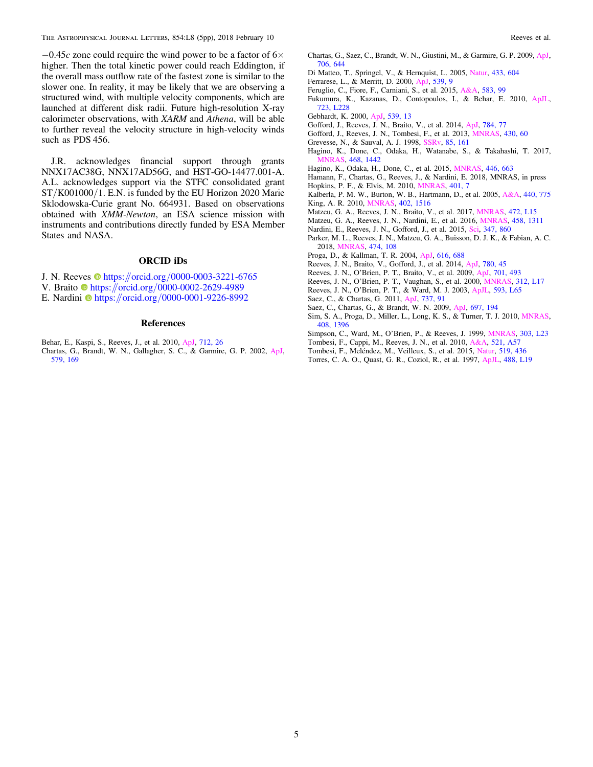$-0.45c$ zone could require the wind power to be a factor of $6\times$ higher. Then the total kinetic power could reach Eddington, if the overall mass outflow rate of the fastest zone is similar to the slower one. In reality, it may be likely that we are observing a structured wind, with multiple velocity components, which are launched at different disk radii. Future high-resolution X-ray calorimeter observations, with *XARM* and *Athena*, will be able to further reveal the velocity structure in high-velocity winds such as PDS 456.

J.R. acknowledges financial support through grants NNX17AC38G, NNX17AD56G, and HST-GO-14477.001-A. A.L. acknowledges support via the STFC consolidated grant ST/K001000/1. E.N. is funded by the EU Horizon 2020 Marie Sklodowska-Curie grant No. 664931. Based on observations obtained with *XMM-Newton*, an ESA science mission with instruments and contributions directly funded by ESA Member States and NASA.

## ORCID iDs

J. N. Reeves https://orcid.org/0000-0003-3221-6765
V. Braito https://orcid.org/0000-0002-2629-4989
E. Nardini https://orcid.org/0000-0001-9226-8992

## References

Behar, E., Kaspi, S., Reeves, J., et al. 2010, ApJ, 712, 26
Chartas, G., Brandt, W. N., Gallagher, S. C., & Garmire, G. P. 2002, ApJ, 579, 169
Chartas, G., Saez, C., Brandt, W. N., Giustini, M., & Garmire, G. P. 2009, ApJ, 706, 644
Di Matteo, T., Springel, V., & Hernquist, L. 2005, Natur, 433, 604
Ferrarese, L., & Merritt, D. 2000, ApJ, 539, 9
Feruglio, C., Fiore, F., Carniani, S., et al. 2015, A&A, 583, 99
Fukumura, K., Kazanas, D., Contopoulos, I., & Behar, E. 2010, ApJL, 723, L228
Gebhardt, K. 2000, ApJ, 539, 13
Gofford, J., Reeves, J. N., Braito, V., et al. 2014, ApJ, 784, 77
Gofford, J., Reeves, J. N., Tombesi, F., et al. 2013, MNRAS, 430, 60
Grevesse, N., & Sauval, A. J. 1998, SSRv, 85, 161
Hagino, K., Done, C., Odaka, H., Watanabe, S., & Takahashi, T. 2017, MNRAS, 468, 1442
Hagino, K., Odaka, H., Done, C., et al. 2015, MNRAS, 446, 663
Hamann, F., Chartas, G., Reeves, J., & Nardini, E. 2018, MNRAS, in press
Hopkins, P. F., & Elvis, M. 2010, MNRAS, 401, 7
Kalberla, P. M. W., Burton, W. B., Hartmann, D., et al. 2005, A&A, 440, 775
King, A. R. 2010, MNRAS, 402, 1516
Matzeu, G. A., Reeves, J. N., Braito, V., et al. 2017, MNRAS, 472, L15
Matzeu, G. A., Reeves, J. N., Nardini, E., et al. 2016, MNRAS, 458, 1311
Nardini, E., Reeves, J. N., Gofford, J., et al. 2015, Sci, 347, 860
Parker, M. L., Reeves, J. N., Matzeu, G. A., Buisson, D. J. K., & Fabian, A. C. 2018, MNRAS, 474, 108
Proga, D., & Kallman, T. R. 2004, ApJ, 616, 688
Reeves, J. N., Braito, V., Gofford, J., et al. 2014, ApJ, 780, 45
Reeves, J. N., O'Brien, P. T., Braito, V., et al. 2009, ApJ, 701, 493
Reeves, J. N., O'Brien, P. T., Vaughan, S., et al. 2000, MNRAS, 312, L17
Reeves, J. N., O'Brien, P. T., & Ward, M. J. 2003, ApJL, 593, L65
Saez, C., & Chartas, G. 2011, ApJ, 737, 91
Saez, C., Chartas, G., & Brandt, W. N. 2009, ApJ, 697, 194
Sim, S. A., Proga, D., Miller, L., Long, K. S., & Turner, T. J. 2010, MNRAS, 408, 1396
Simpson, C., Ward, M., O'Brien, P., & Reeves, J. 1999, MNRAS, 303, L23
Tombesi, F., Cappi, M., Reeves, J. N., et al. 2010, A&A, 521, A57
Tombesi, F., Meléndez, M., Veilleux, S., et al. 2015, Natur, 519, 436
Torres, C. A. O., Quast, G. R., Coziol, R., et al. 1997, ApJL, 488, L19